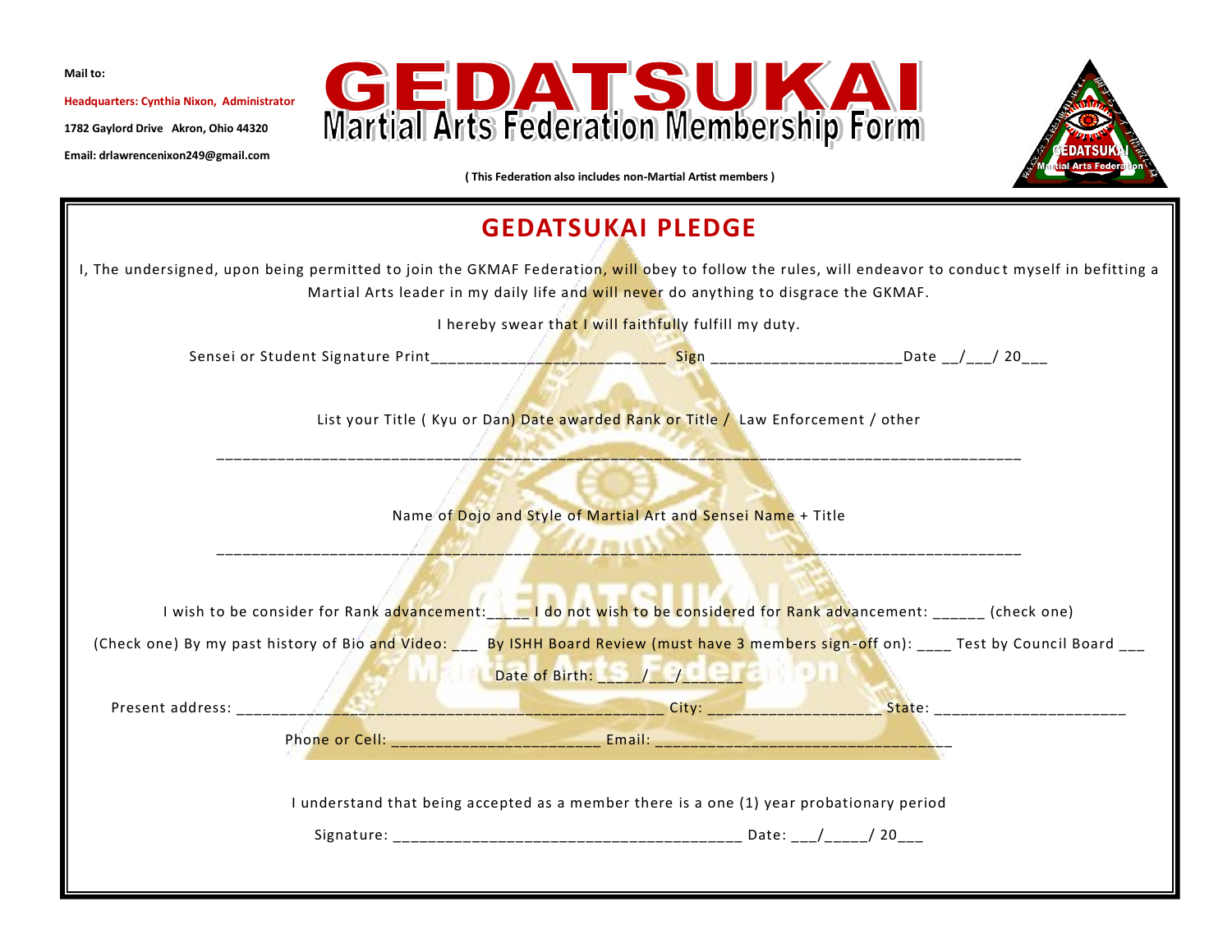**Mail to:**

**Headquarters: Cynthia Nixon, Administrator**

**1782 Gaylord Drive Akron, Ohio 44320**

**Email: drlawrencenixon249@gmail.com**

# GEDATSUKAI
# Martial Arts Federation Membership Form

**( This Federation also includes non-Martial Artist members )**

## GEDATSUKAI PLEDGE

I, The undersigned, upon being permitted to join the GKMAF Federation, will obey to follow the rules, will endeavor to conduct myself in befitting a Martial Arts leader in my daily life and will never do anything to disgrace the GKMAF.

I hereby swear that I will faithfully fulfill my duty.

Sensei or Student Signature Print___________________________ Sign _____________________Date __/___/ 20___

List your Title ( Kyu or Dan) Date awarded Rank or Title / Law Enforcement / other

_______________________________________________________________________________________________

Name of Dojo and Style of Martial Art and Sensei Name + Title

_______________________________________________________________________________________________

I wish to be consider for Rank advancement:____ I do not wish to be considered for Rank advancement: ______ (check one)

(Check one) By my past history of Bio and Video: ___ By ISHH Board Review (must have 3 members sign-off on): ____ Test by Council Board ___

Date of Birth: _____/___/_______

Present address: ________________________________________________ City: ___________________ State: _____________________

Phone or Cell: _______________________ Email: _________________________________

I understand that being accepted as a member there is a one (1) year probationary period

Signature: ______________________________________ Date: ___/_____/ 20___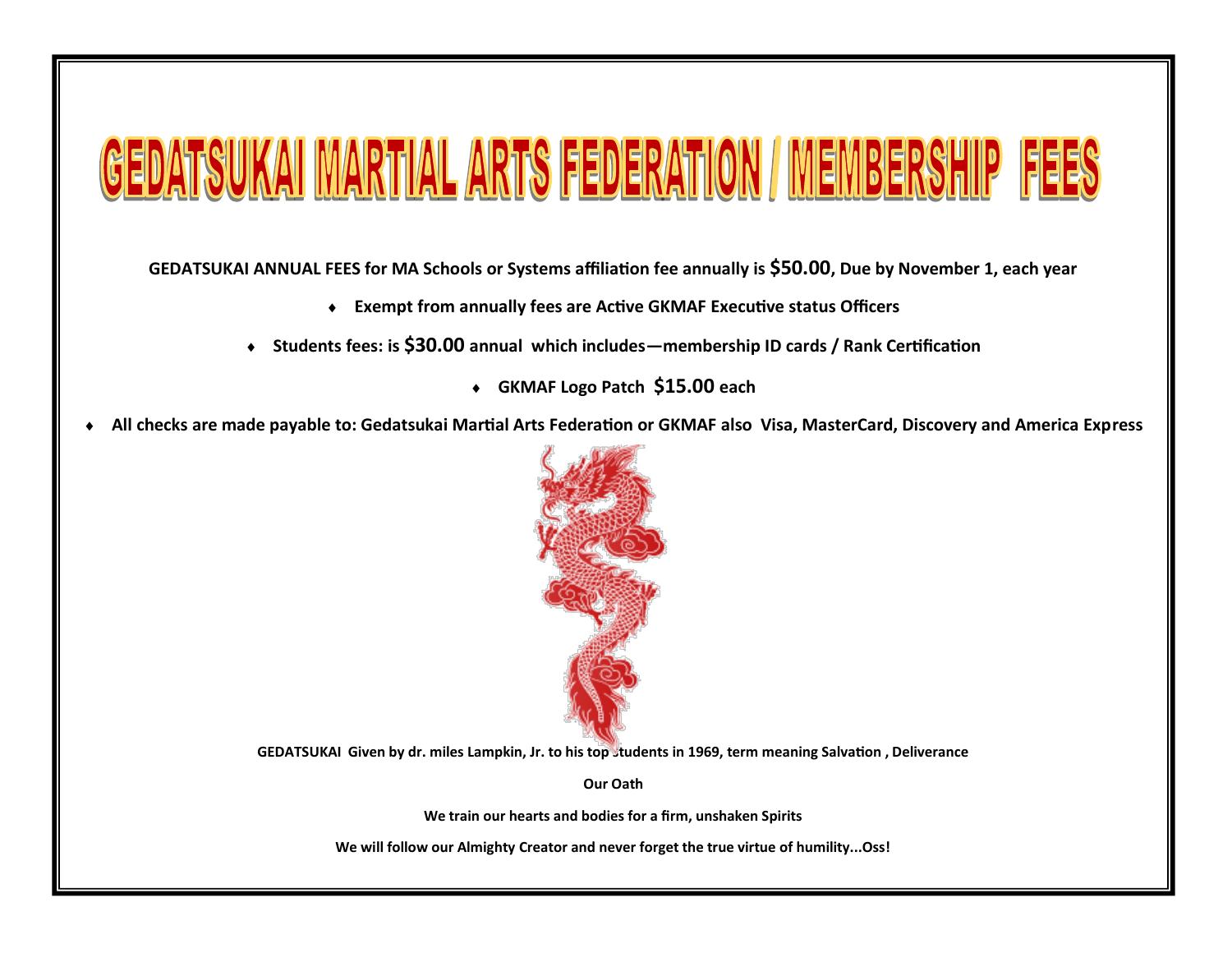# GEDATSUKAI MARTIAL ARTS FEDERATION / MEMBERSHIP FEES

**GEDATSUKAI ANNUAL FEES for MA Schools or Systems affiliation fee annually is $50.00, Due by November 1, each year**

- **Exempt from annually fees are Active GKMAF Executive status Officers**
- **Students fees: is $30.00 annual which includes—membership ID cards / Rank Certification**
- **GKMAF Logo Patch $15.00 each**
- **All checks are made payable to: Gedatsukai Martial Arts Federation or GKMAF also Visa, MasterCard, Discovery and America Express**

**GEDATSUKAI Given by dr. miles Lampkin, Jr. to his top students in 1969, term meaning Salvation , Deliverance**

**Our Oath**

**We train our hearts and bodies for a firm, unshaken Spirits**

**We will follow our Almighty Creator and never forget the true virtue of humility...Oss!**